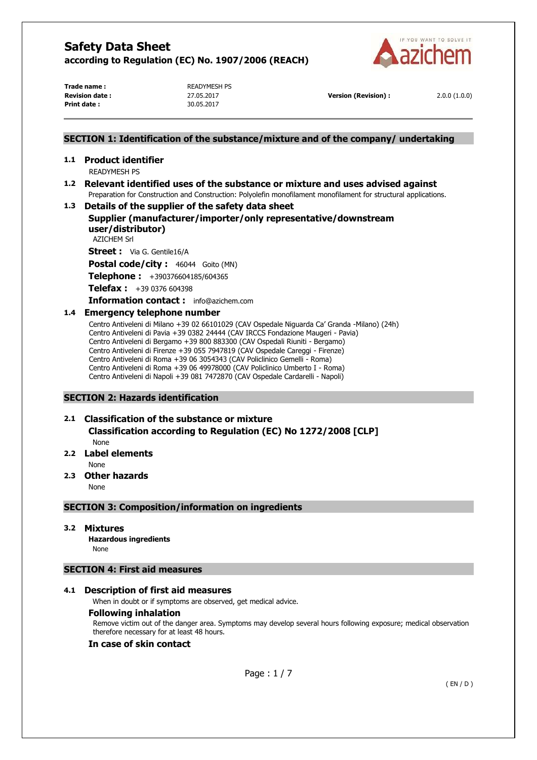# Safety Data Sheet

**according to Regulation (EC) No. 1907/2006 (REACH)**

| | | | |
|---|---|---|---|
| **Trade name :** | READYMESH PS | | |
| **Revision date :** | 27.05.2017 | **Version (Revision) :** | 2.0.0 (1.0.0) |
| **Print date :** | 30.05.2017 | | |

## SECTION 1: Identification of the substance/mixture and of the company/ undertaking

### 1.1 Product identifier

READYMESH PS

### 1.2 Relevant identified uses of the substance or mixture and uses advised against

Preparation for Construction and Construction: Polyolefin monofilament monofilament for structural applications.

### 1.3 Details of the supplier of the safety data sheet

**Supplier (manufacturer/importer/only representative/downstream user/distributor)**

AZICHEM Srl

**Street :** Via G. Gentile16/A

**Postal code/city :** 46044 Goito (MN)

**Telephone :** +390376604185/604365

**Telefax :** +39 0376 604398

**Information contact :** info@azichem.com

### 1.4 Emergency telephone number

Centro Antiveleni di Milano +39 02 66101029 (CAV Ospedale Niguarda Ca' Granda -Milano) (24h)
Centro Antiveleni di Pavia +39 0382 24444 (CAV IRCCS Fondazione Maugeri - Pavia)
Centro Antiveleni di Bergamo +39 800 883300 (CAV Ospedali Riuniti - Bergamo)
Centro Antiveleni di Firenze +39 055 7947819 (CAV Ospedale Careggi - Firenze)
Centro Antiveleni di Roma +39 06 3054343 (CAV Policlinico Gemelli - Roma)
Centro Antiveleni di Roma +39 06 49978000 (CAV Policlinico Umberto I - Roma)
Centro Antiveleni di Napoli +39 081 7472870 (CAV Ospedale Cardarelli - Napoli)

## SECTION 2: Hazards identification

### 2.1 Classification of the substance or mixture

**Classification according to Regulation (EC) No 1272/2008 [CLP]**

None

### 2.2 Label elements

None

### 2.3 Other hazards

None

## SECTION 3: Composition/information on ingredients

### 3.2 Mixtures

**Hazardous ingredients**

None

## SECTION 4: First aid measures

### 4.1 Description of first aid measures

When in doubt or if symptoms are observed, get medical advice.

**Following inhalation**

Remove victim out of the danger area. Symptoms may develop several hours following exposure; medical observation therefore necessary for at least 48 hours.

**In case of skin contact**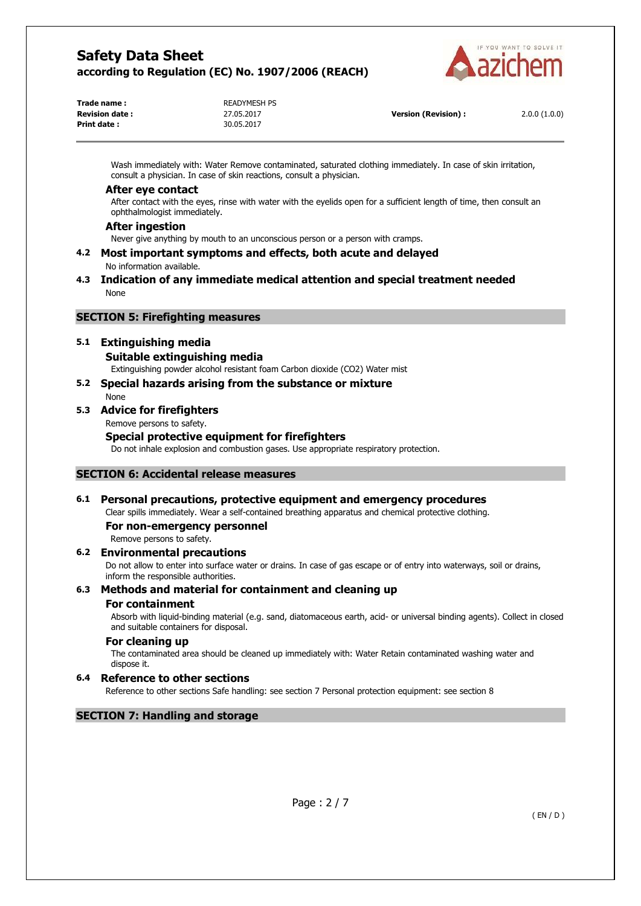Wash immediately with: Water Remove contaminated, saturated clothing immediately. In case of skin irritation, consult a physician. In case of skin reactions, consult a physician.

### After eye contact

After contact with the eyes, rinse with water with the eyelids open for a sufficient length of time, then consult an ophthalmologist immediately.

### After ingestion

Never give anything by mouth to an unconscious person or a person with cramps.

## 4.2 Most important symptoms and effects, both acute and delayed

No information available.

## 4.3 Indication of any immediate medical attention and special treatment needed

None

# SECTION 5: Firefighting measures

## 5.1 Extinguishing media

### Suitable extinguishing media

Extinguishing powder alcohol resistant foam Carbon dioxide ($CO_2$) Water mist

## 5.2 Special hazards arising from the substance or mixture

None

## 5.3 Advice for firefighters

Remove persons to safety.

### Special protective equipment for firefighters

Do not inhale explosion and combustion gases. Use appropriate respiratory protection.

# SECTION 6: Accidental release measures

## 6.1 Personal precautions, protective equipment and emergency procedures

Clear spills immediately. Wear a self-contained breathing apparatus and chemical protective clothing.

### For non-emergency personnel

Remove persons to safety.

## 6.2 Environmental precautions

Do not allow to enter into surface water or drains. In case of gas escape or of entry into waterways, soil or drains, inform the responsible authorities.

## 6.3 Methods and material for containment and cleaning up

### For containment

Absorb with liquid-binding material (e.g. sand, diatomaceous earth, acid- or universal binding agents). Collect in closed and suitable containers for disposal.

### For cleaning up

The contaminated area should be cleaned up immediately with: Water Retain contaminated washing water and dispose it.

## 6.4 Reference to other sections

Reference to other sections Safe handling: see section 7 Personal protection equipment: see section 8

# SECTION 7: Handling and storage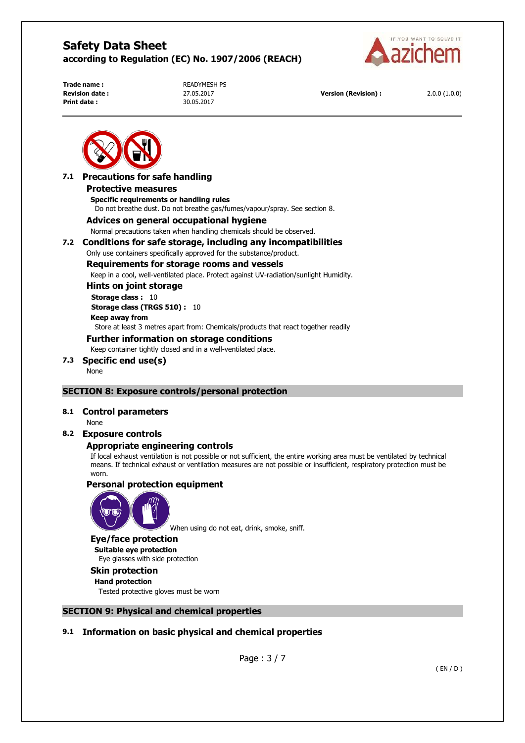## 7.1 Precautions for safe handling

### Protective measures

**Specific requirements or handling rules**

Do not breathe dust. Do not breathe gas/fumes/vapour/spray. See section 8.

### Advices on general occupational hygiene

Normal precautions taken when handling chemicals should be observed.

## 7.2 Conditions for safe storage, including any incompatibilities

Only use containers specifically approved for the substance/product.

### Requirements for storage rooms and vessels

Keep in a cool, well-ventilated place. Protect against UV-radiation/sunlight Humidity.

### Hints on joint storage

**Storage class :** 10

**Storage class (TRGS 510) :** 10

**Keep away from**

Store at least 3 metres apart from: Chemicals/products that react together readily

### Further information on storage conditions

Keep container tightly closed and in a well-ventilated place.

## 7.3 Specific end use(s)

None

# SECTION 8: Exposure controls/personal protection

## 8.1 Control parameters

None

## 8.2 Exposure controls

### Appropriate engineering controls

If local exhaust ventilation is not possible or not sufficient, the entire working area must be ventilated by technical means. If technical exhaust or ventilation measures are not possible or insufficient, respiratory protection must be worn.

### Personal protection equipment

When using do not eat, drink, smoke, sniff.

#### Eye/face protection

**Suitable eye protection**

Eye glasses with side protection

#### Skin protection

**Hand protection**

Tested protective gloves must be worn

# SECTION 9: Physical and chemical properties

## 9.1 Information on basic physical and chemical properties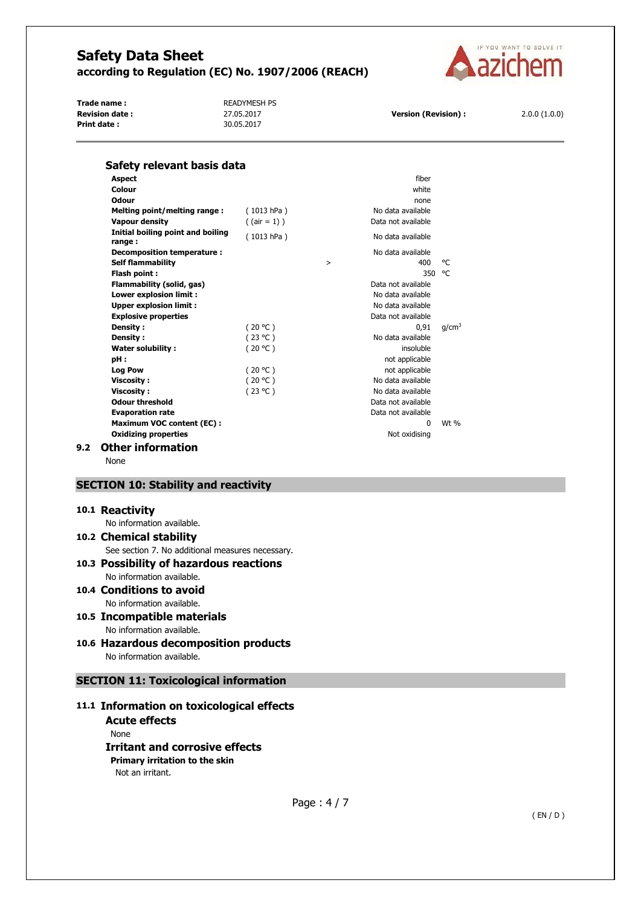### Safety relevant basis data

| Property | Condition | | Value | Unit |
|---|---|---|---|---|
| **Aspect** | | | fiber | |
| **Colour** | | | white | |
| **Odour** | | | none | |
| **Melting point/melting range :** | ( 1013 hPa ) | | No data available | |
| **Vapour density** | ( (air = 1) ) | | Data not available | |
| **Initial boiling point and boiling range :** | ( 1013 hPa ) | | No data available | |
| **Decomposition temperature :** | | | No data available | |
| **Self flammability** | | > | 400 | °C |
| **Flash point :** | | | 350 | °C |
| **Flammability (solid, gas)** | | | Data not available | |
| **Lower explosion limit :** | | | No data available | |
| **Upper explosion limit :** | | | No data available | |
| **Explosive properties** | | | Data not available | |
| **Density :** | ( 20 °C ) | | 0,91 | $g/cm^3$ |
| **Density :** | ( 23 °C ) | | No data available | |
| **Water solubility :** | ( 20 °C ) | | insoluble | |
| **pH :** | | | not applicable | |
| **Log Pow** | ( 20 °C ) | | not applicable | |
| **Viscosity :** | ( 20 °C ) | | No data available | |
| **Viscosity :** | ( 23 °C ) | | No data available | |
| **Odour threshold** | | | Data not available | |
| **Evaporation rate** | | | Data not available | |
| **Maximum VOC content (EC) :** | | | 0 | Wt % |
| **Oxidizing properties** | | | Not oxidising | |

## 9.2 Other information

None

## SECTION 10: Stability and reactivity

### 10.1 Reactivity

No information available.

### 10.2 Chemical stability

See section 7. No additional measures necessary.

### 10.3 Possibility of hazardous reactions

No information available.

### 10.4 Conditions to avoid

No information available.

### 10.5 Incompatible materials

No information available.

### 10.6 Hazardous decomposition products

No information available.

## SECTION 11: Toxicological information

### 11.1 Information on toxicological effects

#### Acute effects

None

#### Irritant and corrosive effects

**Primary irritation to the skin**

Not an irritant.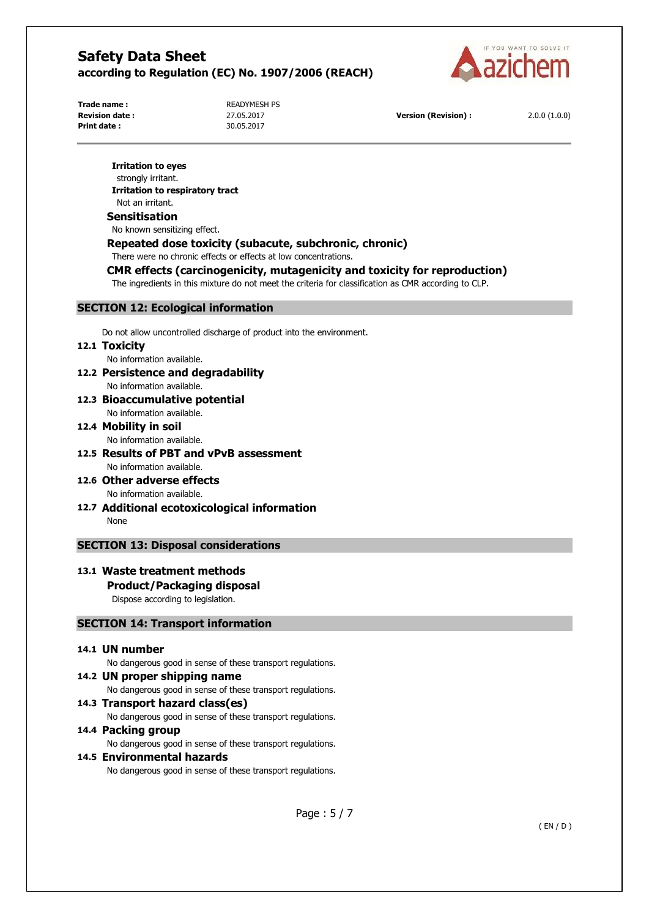**Irritation to eyes**

strongly irritant.

**Irritation to respiratory tract**

Not an irritant.

### Sensitisation

No known sensitizing effect.

### Repeated dose toxicity (subacute, subchronic, chronic)

There were no chronic effects or effects at low concentrations.

### CMR effects (carcinogenicity, mutagenicity and toxicity for reproduction)

The ingredients in this mixture do not meet the criteria for classification as CMR according to CLP.

## SECTION 12: Ecological information

Do not allow uncontrolled discharge of product into the environment.

### 12.1 Toxicity

No information available.

### 12.2 Persistence and degradability

No information available.

### 12.3 Bioaccumulative potential

No information available.

### 12.4 Mobility in soil

No information available.

### 12.5 Results of PBT and vPvB assessment

No information available.

### 12.6 Other adverse effects

No information available.

### 12.7 Additional ecotoxicological information

None

## SECTION 13: Disposal considerations

### 13.1 Waste treatment methods

#### Product/Packaging disposal

Dispose according to legislation.

## SECTION 14: Transport information

### 14.1 UN number

No dangerous good in sense of these transport regulations.

### 14.2 UN proper shipping name

No dangerous good in sense of these transport regulations.

### 14.3 Transport hazard class(es)

No dangerous good in sense of these transport regulations.

### 14.4 Packing group

No dangerous good in sense of these transport regulations.

### 14.5 Environmental hazards

No dangerous good in sense of these transport regulations.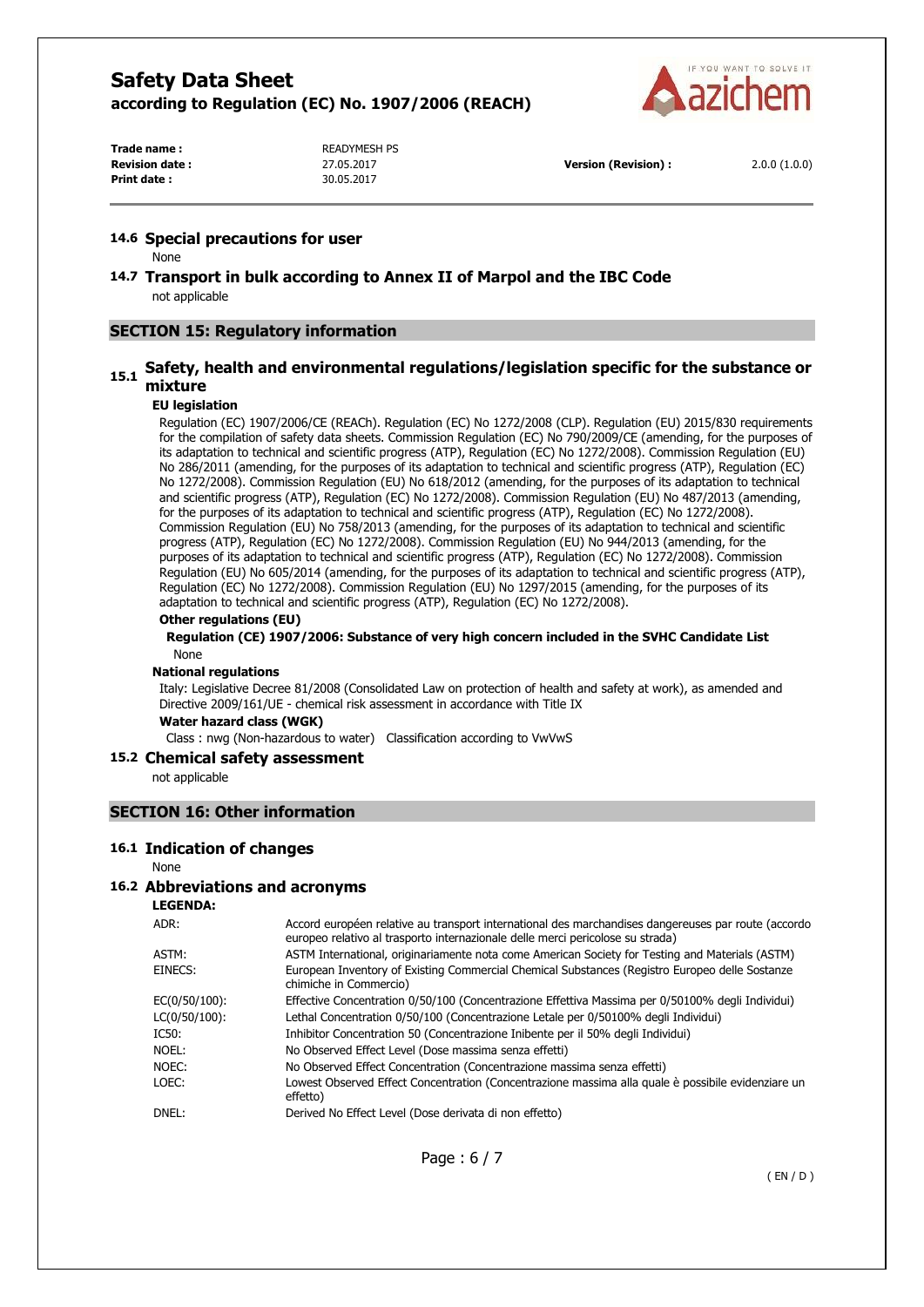### 14.6 Special precautions for user

None

### 14.7 Transport in bulk according to Annex II of Marpol and the IBC Code

not applicable

## SECTION 15: Regulatory information

### 15.1 Safety, health and environmental regulations/legislation specific for the substance or mixture

**EU legislation**

Regulation (EC) 1907/2006/CE (REACh). Regulation (EC) No 1272/2008 (CLP). Regulation (EU) 2015/830 requirements for the compilation of safety data sheets. Commission Regulation (EC) No 790/2009/CE (amending, for the purposes of its adaptation to technical and scientific progress (ATP), Regulation (EC) No 1272/2008). Commission Regulation (EU) No 286/2011 (amending, for the purposes of its adaptation to technical and scientific progress (ATP), Regulation (EC) No 1272/2008). Commission Regulation (EU) No 618/2012 (amending, for the purposes of its adaptation to technical and scientific progress (ATP), Regulation (EC) No 1272/2008). Commission Regulation (EU) No 487/2013 (amending, for the purposes of its adaptation to technical and scientific progress (ATP), Regulation (EC) No 1272/2008). Commission Regulation (EU) No 758/2013 (amending, for the purposes of its adaptation to technical and scientific progress (ATP), Regulation (EC) No 1272/2008). Commission Regulation (EU) No 944/2013 (amending, for the purposes of its adaptation to technical and scientific progress (ATP), Regulation (EC) No 1272/2008). Commission Regulation (EU) No 605/2014 (amending, for the purposes of its adaptation to technical and scientific progress (ATP), Regulation (EC) No 1272/2008). Commission Regulation (EU) No 1297/2015 (amending, for the purposes of its adaptation to technical and scientific progress (ATP), Regulation (EC) No 1272/2008).

**Other regulations (EU)**

**Regulation (CE) 1907/2006: Substance of very high concern included in the SVHC Candidate List**

None

**National regulations**

Italy: Legislative Decree 81/2008 (Consolidated Law on protection of health and safety at work), as amended and Directive 2009/161/UE - chemical risk assessment in accordance with Title IX

**Water hazard class (WGK)**

Class : nwg (Non-hazardous to water) Classification according to VwVwS

### 15.2 Chemical safety assessment

not applicable

## SECTION 16: Other information

### 16.1 Indication of changes

None

### 16.2 Abbreviations and acronyms

**LEGENDA:**

| | |
|---|---|
| ADR: | Accord européen relative au transport international des marchandises dangereuses par route (accordo europeo relativo al trasporto internazionale delle merci pericolose su strada) |
| ASTM: | ASTM International, originariamente nota come American Society for Testing and Materials (ASTM) |
| EINECS: | European Inventory of Existing Commercial Chemical Substances (Registro Europeo delle Sostanze chimiche in Commercio) |
| EC(0/50/100): | Effective Concentration 0/50/100 (Concentrazione Effettiva Massima per 0/50100% degli Individui) |
| LC(0/50/100): | Lethal Concentration 0/50/100 (Concentrazione Letale per 0/50100% degli Individui) |
| IC50: | Inhibitor Concentration 50 (Concentrazione Inibente per il 50% degli Individui) |
| NOEL: | No Observed Effect Level (Dose massima senza effetti) |
| NOEC: | No Observed Effect Concentration (Concentrazione massima senza effetti) |
| LOEC: | Lowest Observed Effect Concentration (Concentrazione massima alla quale è possibile evidenziare un effetto) |
| DNEL: | Derived No Effect Level (Dose derivata di non effetto) |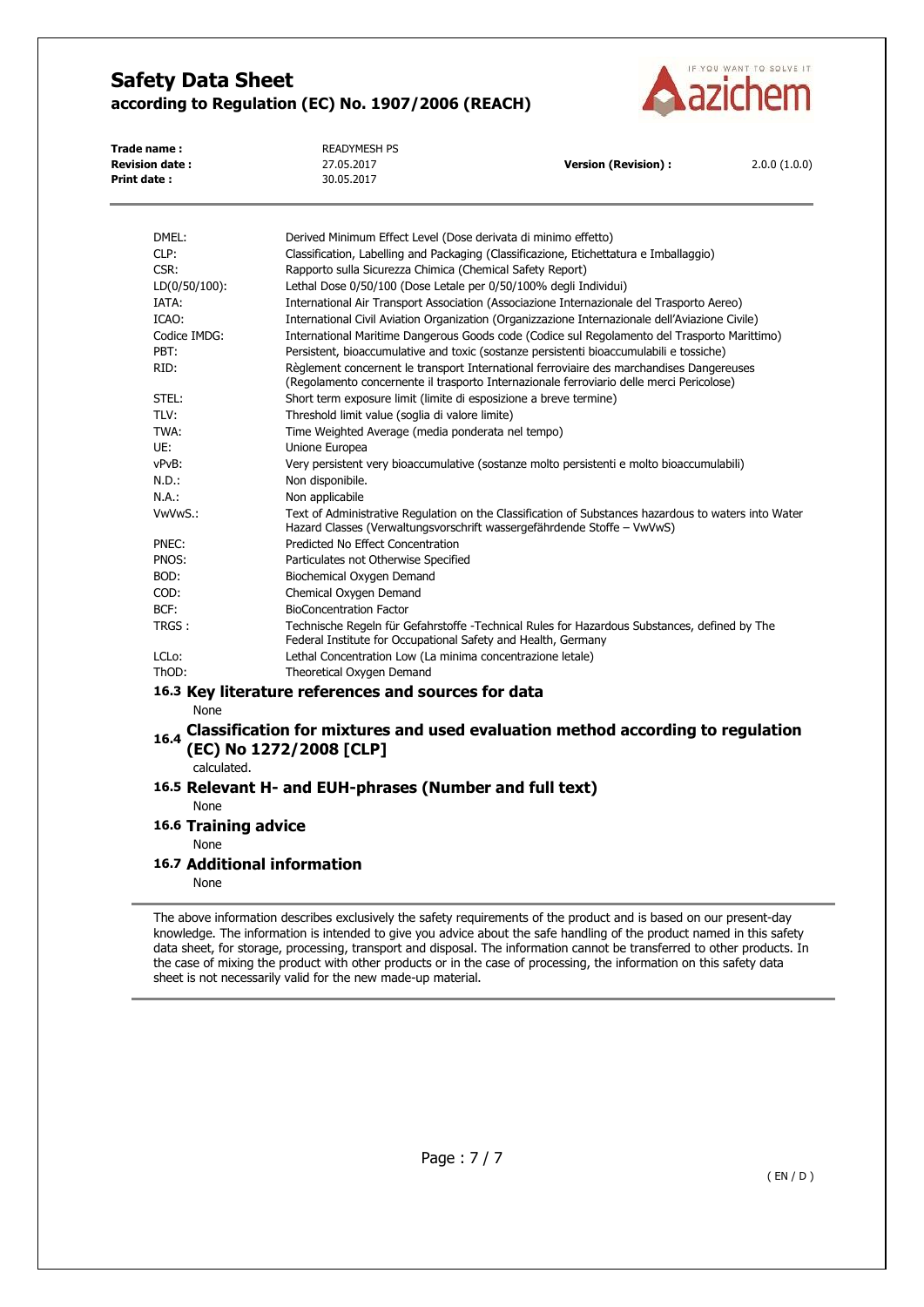| | |
|---|---|
| DMEL: | Derived Minimum Effect Level (Dose derivata di minimo effetto) |
| CLP: | Classification, Labelling and Packaging (Classificazione, Etichettatura e Imballaggio) |
| CSR: | Rapporto sulla Sicurezza Chimica (Chemical Safety Report) |
| LD(0/50/100): | Lethal Dose 0/50/100 (Dose Letale per 0/50/100% degli Individui) |
| IATA: | International Air Transport Association (Associazione Internazionale del Trasporto Aereo) |
| ICAO: | International Civil Aviation Organization (Organizzazione Internazionale dell'Aviazione Civile) |
| Codice IMDG: | International Maritime Dangerous Goods code (Codice sul Regolamento del Trasporto Marittimo) |
| PBT: | Persistent, bioaccumulative and toxic (sostanze persistenti bioaccumulabili e tossiche) |
| RID: | Règlement concernent le transport International ferroviaire des marchandises Dangereuses (Regolamento concernente il trasporto Internazionale ferroviario delle merci Pericolose) |
| STEL: | Short term exposure limit (limite di esposizione a breve termine) |
| TLV: | Threshold limit value (soglia di valore limite) |
| TWA: | Time Weighted Average (media ponderata nel tempo) |
| UE: | Unione Europea |
| vPvB: | Very persistent very bioaccumulative (sostanze molto persistenti e molto bioaccumulabili) |
| N.D.: | Non disponibile. |
| N.A.: | Non applicabile |
| VwVwS.: | Text of Administrative Regulation on the Classification of Substances hazardous to waters into Water Hazard Classes (Verwaltungsvorschrift wassergefährdende Stoffe – VwVwS) |
| PNEC: | Predicted No Effect Concentration |
| PNOS: | Particulates not Otherwise Specified |
| BOD: | Biochemical Oxygen Demand |
| COD: | Chemical Oxygen Demand |
| BCF: | BioConcentration Factor |
| TRGS : | Technische Regeln für Gefahrstoffe -Technical Rules for Hazardous Substances, defined by The Federal Institute for Occupational Safety and Health, Germany |
| LCLo: | Lethal Concentration Low (La minima concentrazione letale) |
| ThOD: | Theoretical Oxygen Demand |

### 16.3 Key literature references and sources for data

None

### 16.4 Classification for mixtures and used evaluation method according to regulation (EC) No 1272/2008 [CLP]

calculated.

### 16.5 Relevant H- and EUH-phrases (Number and full text)

None

### 16.6 Training advice

None

### 16.7 Additional information

None

---

The above information describes exclusively the safety requirements of the product and is based on our present-day knowledge. The information is intended to give you advice about the safe handling of the product named in this safety data sheet, for storage, processing, transport and disposal. The information cannot be transferred to other products. In the case of mixing the product with other products or in the case of processing, the information on this safety data sheet is not necessarily valid for the new made-up material.